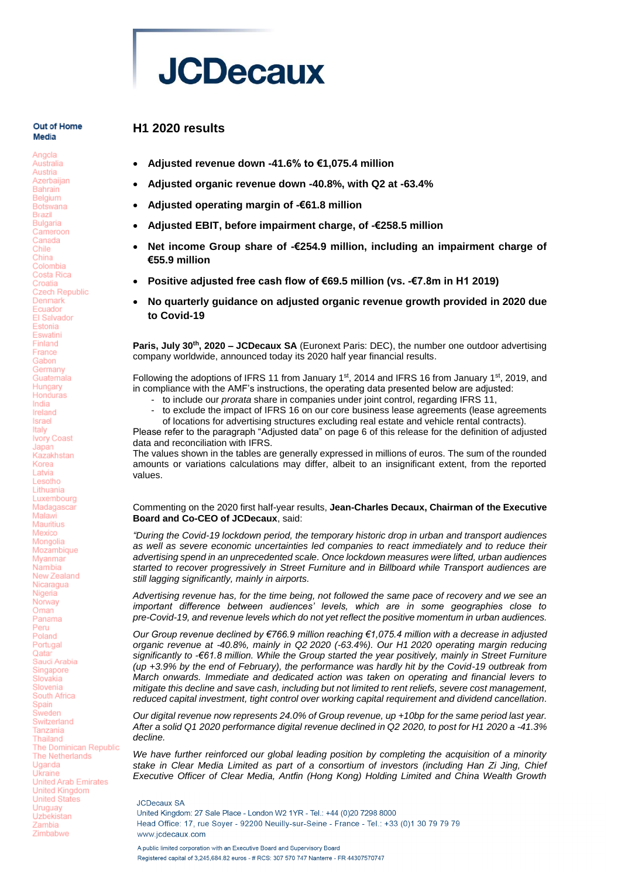# JCDecaux

**Out of Home Media**

Angola
Australia
Austria
Azerbaijan
Bahrain
Belgium
Botswana
Brazil
Bulgaria
Cameroon
Canada
Chile
China
Colombia
Costa Rica
Croatia
Czech Republic
Denmark
Ecuador
El Salvador
Estonia
Eswatini
Finland
France
Gabon
Germany
Guatemala
Hungary
Honduras
India
Ireland
Israel
Italy
Ivory Coast
Japan
Kazakhstan
Korea
Latvia
Lesotho
Lithuania
Luxembourg
Madagascar
Malawi
Mauritius
Mexico
Mongolia
Mozambique
Myanmar
Namibia
New Zealand
Nicaragua
Nigeria
Norway
Oman
Panama
Peru
Poland
Portugal
Qatar
Saudi Arabia
Singapore
Slovakia
Slovenia
South Africa
Spain
Sweden
Switzerland
Tanzania
Thailand
The Dominican Republic
The Netherlands
Uganda
Ukraine
United Arab Emirates
United Kingdom
United States
Uruguay
Uzbekistan
Zambia
Zimbabwe

## H1 2020 results

- **Adjusted revenue down -41.6% to €1,075.4 million**
- **Adjusted organic revenue down -40.8%, with Q2 at -63.4%**
- **Adjusted operating margin of -€61.8 million**
- **Adjusted EBIT, before impairment charge, of -€258.5 million**
- **Net income Group share of -€254.9 million, including an impairment charge of €55.9 million**
- **Positive adjusted free cash flow of €69.5 million (vs. -€7.8m in H1 2019)**
- **No quarterly guidance on adjusted organic revenue growth provided in 2020 due to Covid-19**

**Paris, July 30th, 2020 – JCDecaux SA** (Euronext Paris: DEC), the number one outdoor advertising company worldwide, announced today its 2020 half year financial results.

Following the adoptions of IFRS 11 from January 1st, 2014 and IFRS 16 from January 1st, 2019, and in compliance with the AMF's instructions, the operating data presented below are adjusted:

- to include our *prorata* share in companies under joint control, regarding IFRS 11,
- to exclude the impact of IFRS 16 on our core business lease agreements (lease agreements of locations for advertising structures excluding real estate and vehicle rental contracts).

Please refer to the paragraph "Adjusted data" on page 6 of this release for the definition of adjusted data and reconciliation with IFRS.

The values shown in the tables are generally expressed in millions of euros. The sum of the rounded amounts or variations calculations may differ, albeit to an insignificant extent, from the reported values.

Commenting on the 2020 first half-year results, **Jean-Charles Decaux, Chairman of the Executive Board and Co-CEO of JCDecaux**, said:

*"During the Covid-19 lockdown period, the temporary historic drop in urban and transport audiences as well as severe economic uncertainties led companies to react immediately and to reduce their advertising spend in an unprecedented scale. Once lockdown measures were lifted, urban audiences started to recover progressively in Street Furniture and in Billboard while Transport audiences are still lagging significantly, mainly in airports.*

*Advertising revenue has, for the time being, not followed the same pace of recovery and we see an important difference between audiences' levels, which are in some geographies close to pre-Covid-19, and revenue levels which do not yet reflect the positive momentum in urban audiences.*

*Our Group revenue declined by €766.9 million reaching €1,075.4 million with a decrease in adjusted organic revenue at -40.8%, mainly in Q2 2020 (-63.4%). Our H1 2020 operating margin reducing significantly to -€61.8 million. While the Group started the year positively, mainly in Street Furniture (up +3.9% by the end of February), the performance was hardly hit by the Covid-19 outbreak from March onwards. Immediate and dedicated action was taken on operating and financial levers to mitigate this decline and save cash, including but not limited to rent reliefs, severe cost management, reduced capital investment, tight control over working capital requirement and dividend cancellation.*

*Our digital revenue now represents 24.0% of Group revenue, up +10bp for the same period last year. After a solid Q1 2020 performance digital revenue declined in Q2 2020, to post for H1 2020 a -41.3% decline.*

*We have further reinforced our global leading position by completing the acquisition of a minority stake in Clear Media Limited as part of a consortium of investors (including Han Zi Jing, Chief Executive Officer of Clear Media, Antfin (Hong Kong) Holding Limited and China Wealth Growth*

JCDecaux SA
United Kingdom: 27 Sale Place - London W2 1YR - Tel.: +44 (0)20 7298 8000
Head Office: 17, rue Soyer - 92200 Neuilly-sur-Seine - France - Tel.: +33 (0)1 30 79 79 79
www.jcdecaux.com

A public limited corporation with an Executive Board and Supervisory Board
Registered capital of 3,245,684.82 euros - # RCS: 307 570 747 Nanterre - FR 44307570747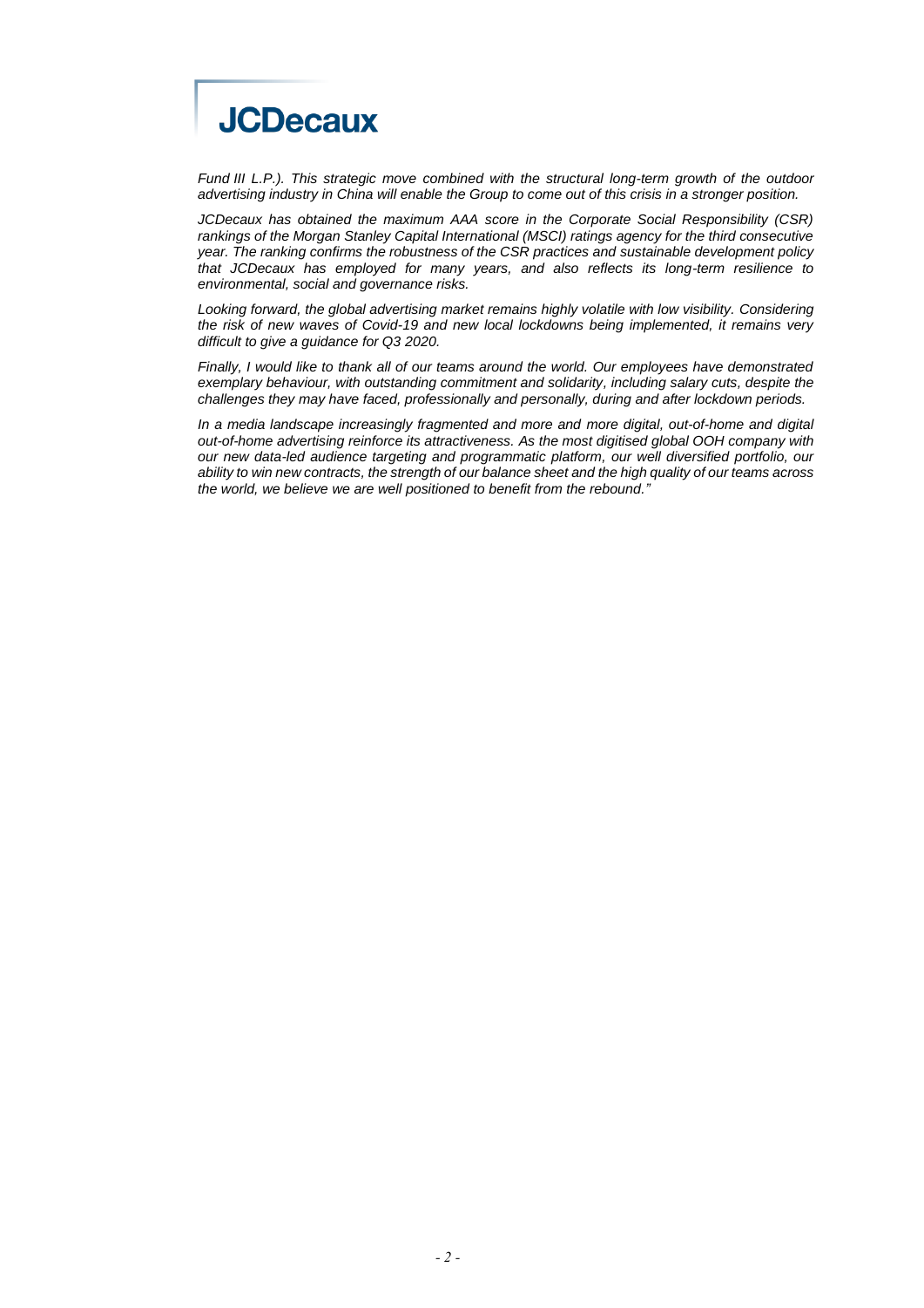*Fund III L.P.). This strategic move combined with the structural long-term growth of the outdoor advertising industry in China will enable the Group to come out of this crisis in a stronger position.*

*JCDecaux has obtained the maximum AAA score in the Corporate Social Responsibility (CSR) rankings of the Morgan Stanley Capital International (MSCI) ratings agency for the third consecutive year. The ranking confirms the robustness of the CSR practices and sustainable development policy that JCDecaux has employed for many years, and also reflects its long-term resilience to environmental, social and governance risks.*

*Looking forward, the global advertising market remains highly volatile with low visibility. Considering the risk of new waves of Covid-19 and new local lockdowns being implemented, it remains very difficult to give a guidance for Q3 2020.*

*Finally, I would like to thank all of our teams around the world. Our employees have demonstrated exemplary behaviour, with outstanding commitment and solidarity, including salary cuts, despite the challenges they may have faced, professionally and personally, during and after lockdown periods.*

*In a media landscape increasingly fragmented and more and more digital, out-of-home and digital out-of-home advertising reinforce its attractiveness. As the most digitised global OOH company with our new data-led audience targeting and programmatic platform, our well diversified portfolio, our ability to win new contracts, the strength of our balance sheet and the high quality of our teams across the world, we believe we are well positioned to benefit from the rebound."*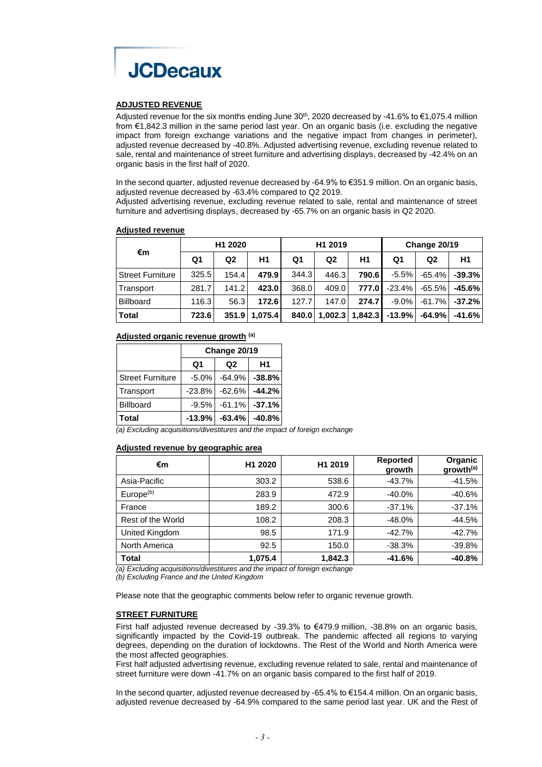## ADJUSTED REVENUE

Adjusted revenue for the six months ending June 30th, 2020 decreased by -41.6% to €1,075.4 million from €1,842.3 million in the same period last year. On an organic basis (i.e. excluding the negative impact from foreign exchange variations and the negative impact from changes in perimeter), adjusted revenue decreased by -40.8%. Adjusted advertising revenue, excluding revenue related to sale, rental and maintenance of street furniture and advertising displays, decreased by -42.4% on an organic basis in the first half of 2020.

In the second quarter, adjusted revenue decreased by -64.9% to €351.9 million. On an organic basis, adjusted revenue decreased by -63.4% compared to Q2 2019.

Adjusted advertising revenue, excluding revenue related to sale, rental and maintenance of street furniture and advertising displays, decreased by -65.7% on an organic basis in Q2 2020.

**Adjusted revenue**

| €m | H1 2020 | | | H1 2019 | | | Change 20/19 | | |
|---|---|---|---|---|---|---|---|---|---|
| | Q1 | Q2 | H1 | Q1 | Q2 | H1 | Q1 | Q2 | H1 |
| Street Furniture | 325.5 | 154.4 | **479.9** | 344.3 | 446.3 | **790.6** | -5.5% | -65.4% | **-39.3%** |
| Transport | 281.7 | 141.2 | **423.0** | 368.0 | 409.0 | **777.0** | -23.4% | -65.5% | **-45.6%** |
| Billboard | 116.3 | 56.3 | **172.6** | 127.7 | 147.0 | **274.7** | -9.0% | -61.7% | **-37.2%** |
| **Total** | **723.6** | **351.9** | **1,075.4** | **840.0** | **1,002.3** | **1,842.3** | **-13.9%** | **-64.9%** | **-41.6%** |

**Adjusted organic revenue growth [(a)]**

| | Change 20/19 | | |
|---|---|---|---|
| | Q1 | Q2 | H1 |
| Street Furniture | -5.0% | -64.9% | **-38.8%** |
| Transport | -23.8% | -62.6% | **-44.2%** |
| Billboard | -9.5% | -61.1% | **-37.1%** |
| **Total** | **-13.9%** | **-63.4%** | **-40.8%** |

*(a) Excluding acquisitions/divestitures and the impact of foreign exchange*

**Adjusted revenue by geographic area**

| €m | H1 2020 | H1 2019 | Reported growth | Organic growth[(a)] |
|---|---|---|---|---|
| Asia-Pacific | 303.2 | 538.6 | -43.7% | -41.5% |
| Europe[(b)] | 283.9 | 472.9 | -40.0% | -40.6% |
| France | 189.2 | 300.6 | -37.1% | -37.1% |
| Rest of the World | 108.2 | 208.3 | -48.0% | -44.5% |
| United Kingdom | 98.5 | 171.9 | -42.7% | -42.7% |
| North America | 92.5 | 150.0 | -38.3% | -39.8% |
| **Total** | **1,075.4** | **1,842.3** | **-41.6%** | **-40.8%** |

*(a) Excluding acquisitions/divestitures and the impact of foreign exchange*
*(b) Excluding France and the United Kingdom*

Please note that the geographic comments below refer to organic revenue growth.

## STREET FURNITURE

First half adjusted revenue decreased by -39.3% to €479.9 million, -38.8% on an organic basis, significantly impacted by the Covid-19 outbreak. The pandemic affected all regions to varying degrees, depending on the duration of lockdowns. The Rest of the World and North America were the most affected geographies.

First half adjusted advertising revenue, excluding revenue related to sale, rental and maintenance of street furniture were down -41.7% on an organic basis compared to the first half of 2019.

In the second quarter, adjusted revenue decreased by -65.4% to €154.4 million. On an organic basis, adjusted revenue decreased by -64.9% compared to the same period last year. UK and the Rest of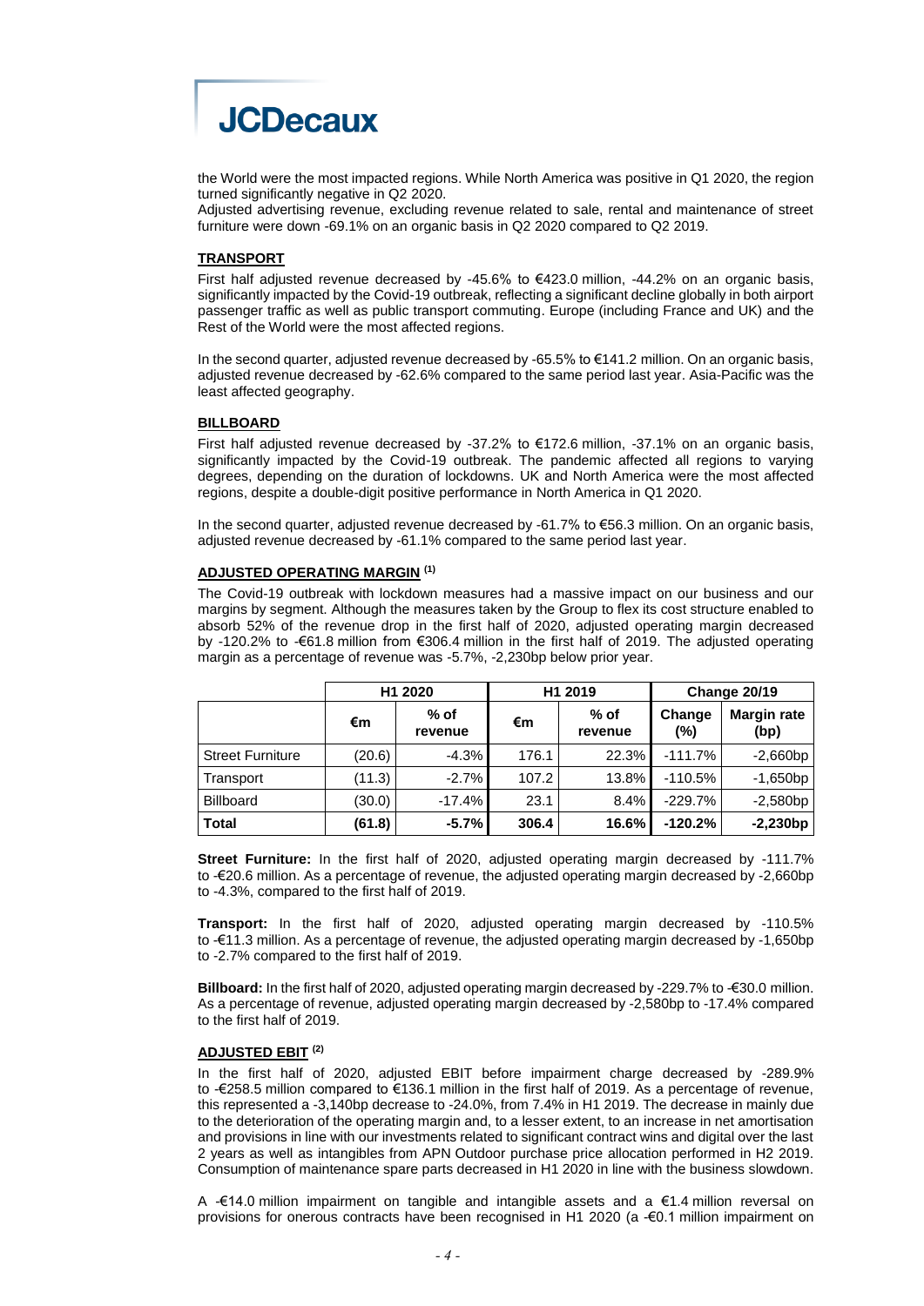the World were the most impacted regions. While North America was positive in Q1 2020, the region turned significantly negative in Q2 2020.

Adjusted advertising revenue, excluding revenue related to sale, rental and maintenance of street furniture were down -69.1% on an organic basis in Q2 2020 compared to Q2 2019.

**TRANSPORT**

First half adjusted revenue decreased by -45.6% to €423.0 million, -44.2% on an organic basis, significantly impacted by the Covid-19 outbreak, reflecting a significant decline globally in both airport passenger traffic as well as public transport commuting. Europe (including France and UK) and the Rest of the World were the most affected regions.

In the second quarter, adjusted revenue decreased by -65.5% to €141.2 million. On an organic basis, adjusted revenue decreased by -62.6% compared to the same period last year. Asia-Pacific was the least affected geography.

**BILLBOARD**

First half adjusted revenue decreased by -37.2% to €172.6 million, -37.1% on an organic basis, significantly impacted by the Covid-19 outbreak. The pandemic affected all regions to varying degrees, depending on the duration of lockdowns. UK and North America were the most affected regions, despite a double-digit positive performance in North America in Q1 2020.

In the second quarter, adjusted revenue decreased by -61.7% to €56.3 million. On an organic basis, adjusted revenue decreased by -61.1% compared to the same period last year.

**ADJUSTED OPERATING MARGIN [1]**

The Covid-19 outbreak with lockdown measures had a massive impact on our business and our margins by segment. Although the measures taken by the Group to flex its cost structure enabled to absorb 52% of the revenue drop in the first half of 2020, adjusted operating margin decreased by -120.2% to -€61.8 million from €306.4 million in the first half of 2019. The adjusted operating margin as a percentage of revenue was -5.7%, -2,230bp below prior year.

| | H1 2020 | | H1 2019 | | Change 20/19 | |
|---|---|---|---|---|---|---|
| | €m | % of revenue | €m | % of revenue | Change (%) | Margin rate (bp) |
| Street Furniture | (20.6) | -4.3% | 176.1 | 22.3% | -111.7% | -2,660bp |
| Transport | (11.3) | -2.7% | 107.2 | 13.8% | -110.5% | -1,650bp |
| Billboard | (30.0) | -17.4% | 23.1 | 8.4% | -229.7% | -2,580bp |
| **Total** | **(61.8)** | **-5.7%** | **306.4** | **16.6%** | **-120.2%** | **-2,230bp** |

**Street Furniture:** In the first half of 2020, adjusted operating margin decreased by -111.7% to -€20.6 million. As a percentage of revenue, the adjusted operating margin decreased by -2,660bp to -4.3%, compared to the first half of 2019.

**Transport:** In the first half of 2020, adjusted operating margin decreased by -110.5% to -€11.3 million. As a percentage of revenue, the adjusted operating margin decreased by -1,650bp to -2.7% compared to the first half of 2019.

**Billboard:** In the first half of 2020, adjusted operating margin decreased by -229.7% to -€30.0 million. As a percentage of revenue, adjusted operating margin decreased by -2,580bp to -17.4% compared to the first half of 2019.

**ADJUSTED EBIT [2]**

In the first half of 2020, adjusted EBIT before impairment charge decreased by -289.9% to -€258.5 million compared to €136.1 million in the first half of 2019. As a percentage of revenue, this represented a -3,140bp decrease to -24.0%, from 7.4% in H1 2019. The decrease in mainly due to the deterioration of the operating margin and, to a lesser extent, to an increase in net amortisation and provisions in line with our investments related to significant contract wins and digital over the last 2 years as well as intangibles from APN Outdoor purchase price allocation performed in H2 2019. Consumption of maintenance spare parts decreased in H1 2020 in line with the business slowdown.

A -€14.0 million impairment on tangible and intangible assets and a €1.4 million reversal on provisions for onerous contracts have been recognised in H1 2020 (a -€0.1 million impairment on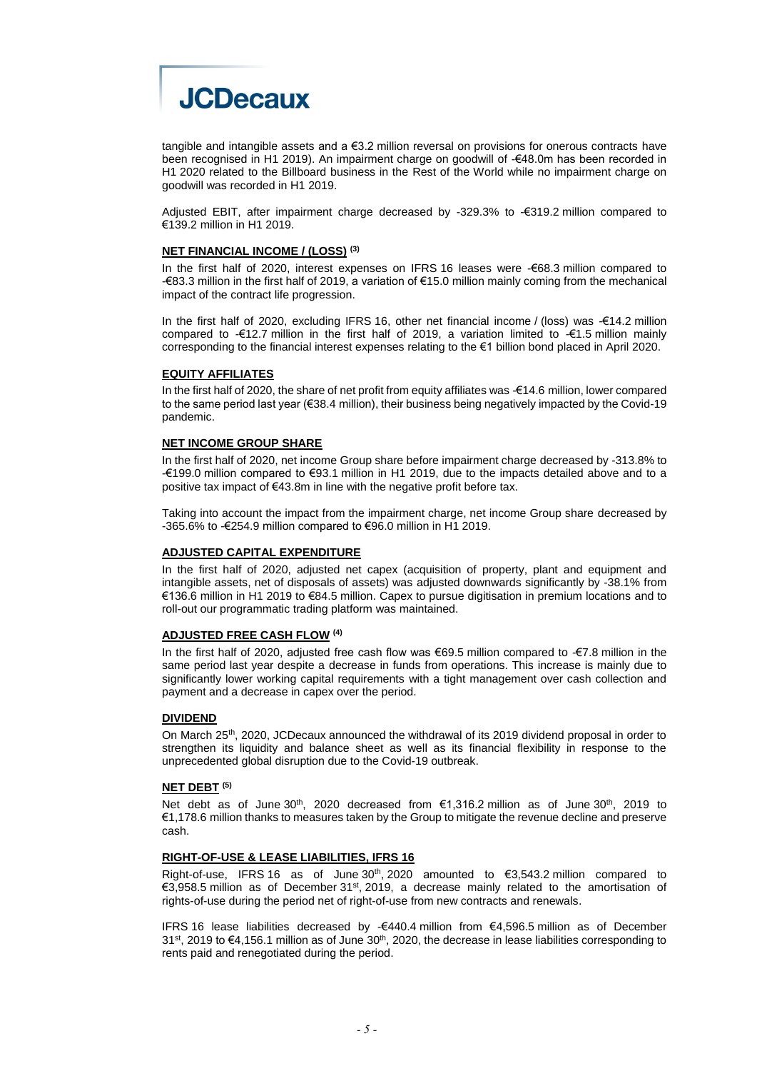tangible and intangible assets and a €3.2 million reversal on provisions for onerous contracts have been recognised in H1 2019). An impairment charge on goodwill of -€48.0m has been recorded in H1 2020 related to the Billboard business in the Rest of the World while no impairment charge on goodwill was recorded in H1 2019.

Adjusted EBIT, after impairment charge decreased by -329.3% to -€319.2 million compared to €139.2 million in H1 2019.

**NET FINANCIAL INCOME / (LOSS) (3)**

In the first half of 2020, interest expenses on IFRS 16 leases were -€68.3 million compared to -€83.3 million in the first half of 2019, a variation of €15.0 million mainly coming from the mechanical impact of the contract life progression.

In the first half of 2020, excluding IFRS 16, other net financial income / (loss) was -€14.2 million compared to -€12.7 million in the first half of 2019, a variation limited to -€1.5 million mainly corresponding to the financial interest expenses relating to the €1 billion bond placed in April 2020.

**EQUITY AFFILIATES**

In the first half of 2020, the share of net profit from equity affiliates was -€14.6 million, lower compared to the same period last year (€38.4 million), their business being negatively impacted by the Covid-19 pandemic.

**NET INCOME GROUP SHARE**

In the first half of 2020, net income Group share before impairment charge decreased by -313.8% to -€199.0 million compared to €93.1 million in H1 2019, due to the impacts detailed above and to a positive tax impact of €43.8m in line with the negative profit before tax.

Taking into account the impact from the impairment charge, net income Group share decreased by -365.6% to -€254.9 million compared to €96.0 million in H1 2019.

**ADJUSTED CAPITAL EXPENDITURE**

In the first half of 2020, adjusted net capex (acquisition of property, plant and equipment and intangible assets, net of disposals of assets) was adjusted downwards significantly by -38.1% from €136.6 million in H1 2019 to €84.5 million. Capex to pursue digitisation in premium locations and to roll-out our programmatic trading platform was maintained.

**ADJUSTED FREE CASH FLOW (4)**

In the first half of 2020, adjusted free cash flow was €69.5 million compared to -€7.8 million in the same period last year despite a decrease in funds from operations. This increase is mainly due to significantly lower working capital requirements with a tight management over cash collection and payment and a decrease in capex over the period.

**DIVIDEND**

On March 25th, 2020, JCDecaux announced the withdrawal of its 2019 dividend proposal in order to strengthen its liquidity and balance sheet as well as its financial flexibility in response to the unprecedented global disruption due to the Covid-19 outbreak.

**NET DEBT (5)**

Net debt as of June 30th, 2020 decreased from €1,316.2 million as of June 30th, 2019 to €1,178.6 million thanks to measures taken by the Group to mitigate the revenue decline and preserve cash.

**RIGHT-OF-USE & LEASE LIABILITIES, IFRS 16**

Right-of-use, IFRS 16 as of June 30th, 2020 amounted to €3,543.2 million compared to €3,958.5 million as of December 31st, 2019, a decrease mainly related to the amortisation of rights-of-use during the period net of right-of-use from new contracts and renewals.

IFRS 16 lease liabilities decreased by -€440.4 million from €4,596.5 million as of December 31st, 2019 to €4,156.1 million as of June 30th, 2020, the decrease in lease liabilities corresponding to rents paid and renegotiated during the period.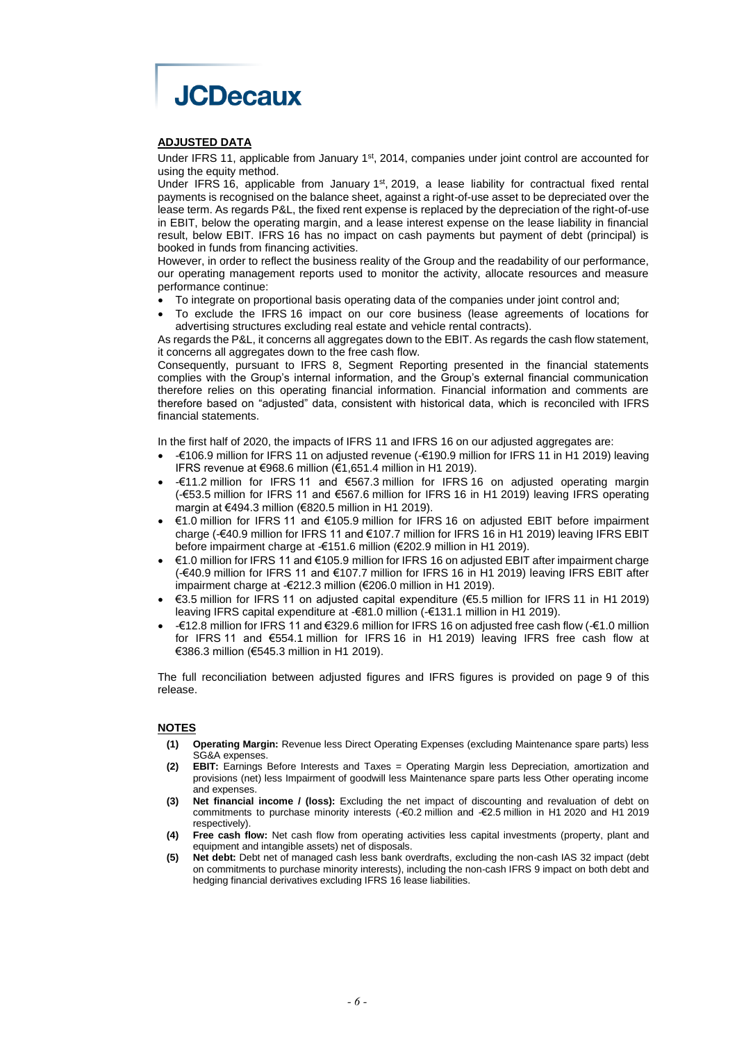## ADJUSTED DATA

Under IFRS 11, applicable from January 1st, 2014, companies under joint control are accounted for using the equity method.

Under IFRS 16, applicable from January 1st, 2019, a lease liability for contractual fixed rental payments is recognised on the balance sheet, against a right-of-use asset to be depreciated over the lease term. As regards P&L, the fixed rent expense is replaced by the depreciation of the right-of-use in EBIT, below the operating margin, and a lease interest expense on the lease liability in financial result, below EBIT. IFRS 16 has no impact on cash payments but payment of debt (principal) is booked in funds from financing activities.

However, in order to reflect the business reality of the Group and the readability of our performance, our operating management reports used to monitor the activity, allocate resources and measure performance continue:

- To integrate on proportional basis operating data of the companies under joint control and;
- To exclude the IFRS 16 impact on our core business (lease agreements of locations for advertising structures excluding real estate and vehicle rental contracts).

As regards the P&L, it concerns all aggregates down to the EBIT. As regards the cash flow statement, it concerns all aggregates down to the free cash flow.

Consequently, pursuant to IFRS 8, Segment Reporting presented in the financial statements complies with the Group's internal information, and the Group's external financial communication therefore relies on this operating financial information. Financial information and comments are therefore based on "adjusted" data, consistent with historical data, which is reconciled with IFRS financial statements.

In the first half of 2020, the impacts of IFRS 11 and IFRS 16 on our adjusted aggregates are:

- -€106.9 million for IFRS 11 on adjusted revenue (-€190.9 million for IFRS 11 in H1 2019) leaving IFRS revenue at €968.6 million (€1,651.4 million in H1 2019).
- -€11.2 million for IFRS 11 and €567.3 million for IFRS 16 on adjusted operating margin (-€53.5 million for IFRS 11 and €567.6 million for IFRS 16 in H1 2019) leaving IFRS operating margin at €494.3 million (€820.5 million in H1 2019).
- €1.0 million for IFRS 11 and €105.9 million for IFRS 16 on adjusted EBIT before impairment charge (-€40.9 million for IFRS 11 and €107.7 million for IFRS 16 in H1 2019) leaving IFRS EBIT before impairment charge at -€151.6 million (€202.9 million in H1 2019).
- €1.0 million for IFRS 11 and €105.9 million for IFRS 16 on adjusted EBIT after impairment charge (-€40.9 million for IFRS 11 and €107.7 million for IFRS 16 in H1 2019) leaving IFRS EBIT after impairment charge at -€212.3 million (€206.0 million in H1 2019).
- €3.5 million for IFRS 11 on adjusted capital expenditure (€5.5 million for IFRS 11 in H1 2019) leaving IFRS capital expenditure at -€81.0 million (-€131.1 million in H1 2019).
- -€12.8 million for IFRS 11 and €329.6 million for IFRS 16 on adjusted free cash flow (-€1.0 million for IFRS 11 and €554.1 million for IFRS 16 in H1 2019) leaving IFRS free cash flow at €386.3 million (€545.3 million in H1 2019).

The full reconciliation between adjusted figures and IFRS figures is provided on page 9 of this release.

## NOTES

**(1) Operating Margin:** Revenue less Direct Operating Expenses (excluding Maintenance spare parts) less SG&A expenses.

**(2) EBIT:** Earnings Before Interests and Taxes = Operating Margin less Depreciation, amortization and provisions (net) less Impairment of goodwill less Maintenance spare parts less Other operating income and expenses.

**(3) Net financial income / (loss):** Excluding the net impact of discounting and revaluation of debt on commitments to purchase minority interests (-€0.2 million and -€2.5 million in H1 2020 and H1 2019 respectively).

**(4) Free cash flow:** Net cash flow from operating activities less capital investments (property, plant and equipment and intangible assets) net of disposals.

**(5) Net debt:** Debt net of managed cash less bank overdrafts, excluding the non-cash IAS 32 impact (debt on commitments to purchase minority interests), including the non-cash IFRS 9 impact on both debt and hedging financial derivatives excluding IFRS 16 lease liabilities.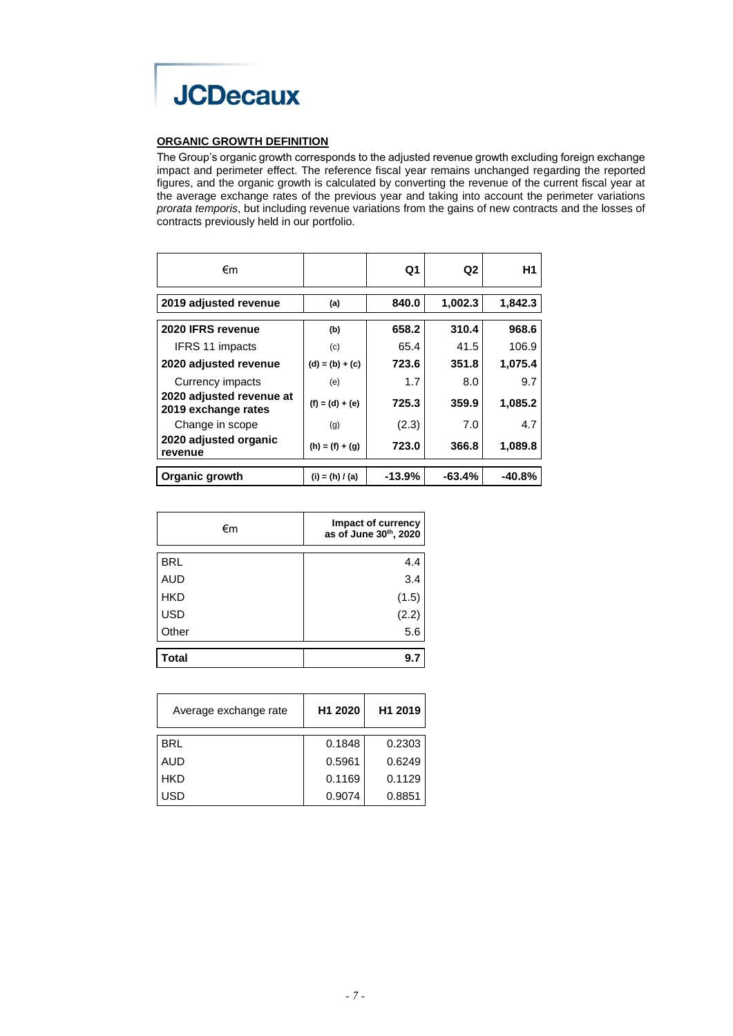## ORGANIC GROWTH DEFINITION

The Group's organic growth corresponds to the adjusted revenue growth excluding foreign exchange impact and perimeter effect. The reference fiscal year remains unchanged regarding the reported figures, and the organic growth is calculated by converting the revenue of the current fiscal year at the average exchange rates of the previous year and taking into account the perimeter variations *prorata temporis*, but including revenue variations from the gains of new contracts and the losses of contracts previously held in our portfolio.

| €m | | Q1 | Q2 | H1 |
|---|---|---|---|---|
| **2019 adjusted revenue** | **(a)** | **840.0** | **1,002.3** | **1,842.3** |
| **2020 IFRS revenue** | **(b)** | **658.2** | **310.4** | **968.6** |
| IFRS 11 impacts | (c) | 65.4 | 41.5 | 106.9 |
| **2020 adjusted revenue** | **(d) = (b) + (c)** | **723.6** | **351.8** | **1,075.4** |
| Currency impacts | (e) | 1.7 | 8.0 | 9.7 |
| **2020 adjusted revenue at 2019 exchange rates** | **(f) = (d) + (e)** | **725.3** | **359.9** | **1,085.2** |
| Change in scope | (g) | (2.3) | 7.0 | 4.7 |
| **2020 adjusted organic revenue** | **(h) = (f) + (g)** | **723.0** | **366.8** | **1,089.8** |
| **Organic growth** | **(i) = (h) / (a)** | **-13.9%** | **-63.4%** | **-40.8%** |

| €m | Impact of currency as of June 30th, 2020 |
|---|---|
| BRL | 4.4 |
| AUD | 3.4 |
| HKD | (1.5) |
| USD | (2.2) |
| Other | 5.6 |
| **Total** | **9.7** |

| Average exchange rate | H1 2020 | H1 2019 |
|---|---|---|
| BRL | 0.1848 | 0.2303 |
| AUD | 0.5961 | 0.6249 |
| HKD | 0.1169 | 0.1129 |
| USD | 0.9074 | 0.8851 |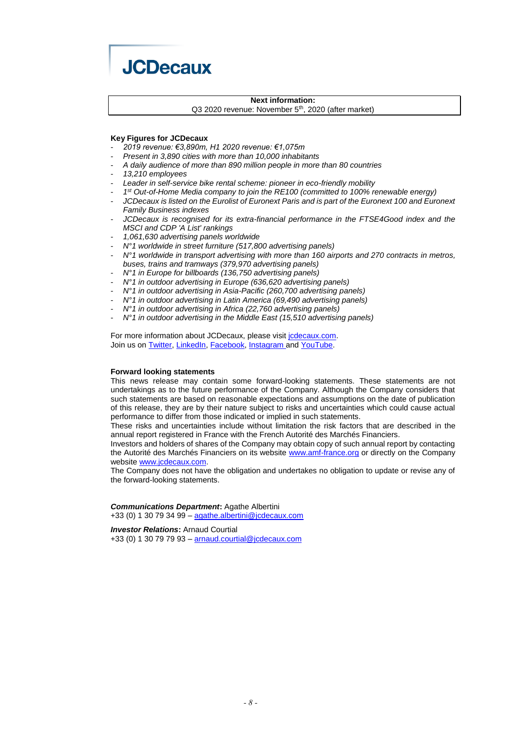**JCDecaux**

**Next information:**
Q3 2020 revenue: November 5th, 2020 (after market)

**Key Figures for JCDecaux**

- *2019 revenue: €3,890m, H1 2020 revenue: €1,075m*
- *Present in 3,890 cities with more than 10,000 inhabitants*
- *A daily audience of more than 890 million people in more than 80 countries*
- *13,210 employees*
- *Leader in self-service bike rental scheme: pioneer in eco-friendly mobility*
- *1st Out-of-Home Media company to join the RE100 (committed to 100% renewable energy)*
- *JCDecaux is listed on the Eurolist of Euronext Paris and is part of the Euronext 100 and Euronext Family Business indexes*
- *JCDecaux is recognised for its extra-financial performance in the FTSE4Good index and the MSCI and CDP 'A List' rankings*
- *1,061,630 advertising panels worldwide*
- *N°1 worldwide in street furniture (517,800 advertising panels)*
- *N°1 worldwide in transport advertising with more than 160 airports and 270 contracts in metros, buses, trains and tramways (379,970 advertising panels)*
- *N°1 in Europe for billboards (136,750 advertising panels)*
- *N°1 in outdoor advertising in Europe (636,620 advertising panels)*
- *N°1 in outdoor advertising in Asia-Pacific (260,700 advertising panels)*
- *N°1 in outdoor advertising in Latin America (69,490 advertising panels)*
- *N°1 in outdoor advertising in Africa (22,760 advertising panels)*
- *N°1 in outdoor advertising in the Middle East (15,510 advertising panels)*

For more information about JCDecaux, please visit jcdecaux.com.
Join us on Twitter, LinkedIn, Facebook, Instagram and YouTube.

**Forward looking statements**

This news release may contain some forward-looking statements. These statements are not undertakings as to the future performance of the Company. Although the Company considers that such statements are based on reasonable expectations and assumptions on the date of publication of this release, they are by their nature subject to risks and uncertainties which could cause actual performance to differ from those indicated or implied in such statements.
These risks and uncertainties include without limitation the risk factors that are described in the annual report registered in France with the French Autorité des Marchés Financiers.
Investors and holders of shares of the Company may obtain copy of such annual report by contacting the Autorité des Marchés Financiers on its website www.amf-france.org or directly on the Company website www.jcdecaux.com.
The Company does not have the obligation and undertakes no obligation to update or revise any of the forward-looking statements.

***Communications Department*:** Agathe Albertini
+33 (0) 1 30 79 34 99 – agathe.albertini@jcdecaux.com

***Investor Relations*:** Arnaud Courtial
+33 (0) 1 30 79 79 93 – arnaud.courtial@jcdecaux.com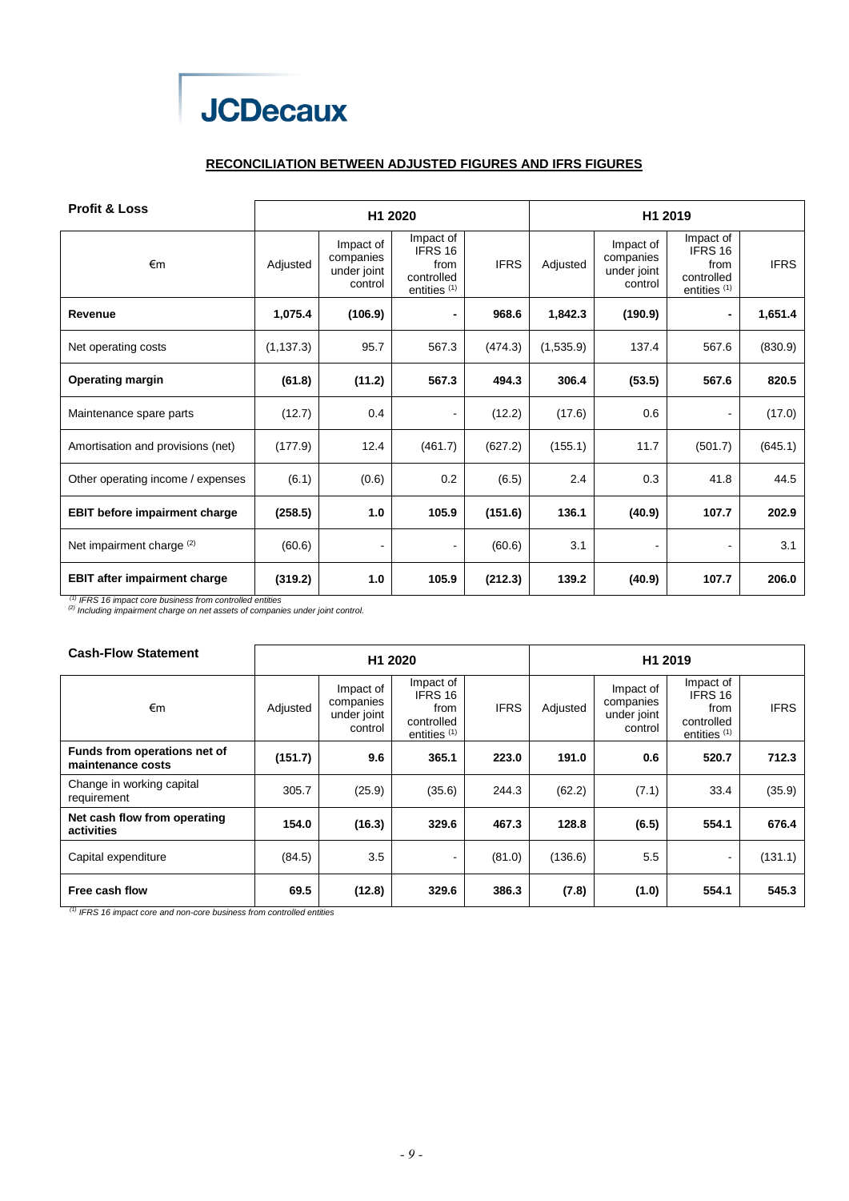JCDecaux

## RECONCILIATION BETWEEN ADJUSTED FIGURES AND IFRS FIGURES

| Profit & Loss | H1 2020 | | | | H1 2019 | | | |
|---|---|---|---|---|---|---|---|---|
| €m | Adjusted | Impact of companies under joint control | Impact of IFRS 16 from controlled entities [(1)] | IFRS | Adjusted | Impact of companies under joint control | Impact of IFRS 16 from controlled entities [(1)] | IFRS |
| **Revenue** | **1,075.4** | **(106.9)** | **-** | **968.6** | **1,842.3** | **(190.9)** | **-** | **1,651.4** |
| Net operating costs | (1,137.3) | 95.7 | 567.3 | (474.3) | (1,535.9) | 137.4 | 567.6 | (830.9) |
| **Operating margin** | **(61.8)** | **(11.2)** | **567.3** | **494.3** | **306.4** | **(53.5)** | **567.6** | **820.5** |
| Maintenance spare parts | (12.7) | 0.4 | - | (12.2) | (17.6) | 0.6 | - | (17.0) |
| Amortisation and provisions (net) | (177.9) | 12.4 | (461.7) | (627.2) | (155.1) | 11.7 | (501.7) | (645.1) |
| Other operating income / expenses | (6.1) | (0.6) | 0.2 | (6.5) | 2.4 | 0.3 | 41.8 | 44.5 |
| **EBIT before impairment charge** | **(258.5)** | **1.0** | **105.9** | **(151.6)** | **136.1** | **(40.9)** | **107.7** | **202.9** |
| Net impairment charge [(2)] | (60.6) | - | - | (60.6) | 3.1 | - | - | 3.1 |
| **EBIT after impairment charge** | **(319.2)** | **1.0** | **105.9** | **(212.3)** | **139.2** | **(40.9)** | **107.7** | **206.0** |

*[(1)] IFRS 16 impact core business from controlled entities*
*[(2)] Including impairment charge on net assets of companies under joint control.*

| Cash-Flow Statement | H1 2020 | | | | H1 2019 | | | |
|---|---|---|---|---|---|---|---|---|
| €m | Adjusted | Impact of companies under joint control | Impact of IFRS 16 from controlled entities [(1)] | IFRS | Adjusted | Impact of companies under joint control | Impact of IFRS 16 from controlled entities [(1)] | IFRS |
| **Funds from operations net of maintenance costs** | **(151.7)** | **9.6** | **365.1** | **223.0** | **191.0** | **0.6** | **520.7** | **712.3** |
| Change in working capital requirement | 305.7 | (25.9) | (35.6) | 244.3 | (62.2) | (7.1) | 33.4 | (35.9) |
| **Net cash flow from operating activities** | **154.0** | **(16.3)** | **329.6** | **467.3** | **128.8** | **(6.5)** | **554.1** | **676.4** |
| Capital expenditure | (84.5) | 3.5 | - | (81.0) | (136.6) | 5.5 | - | (131.1) |
| **Free cash flow** | **69.5** | **(12.8)** | **329.6** | **386.3** | **(7.8)** | **(1.0)** | **554.1** | **545.3** |

*[(1)] IFRS 16 impact core and non-core business from controlled entities*